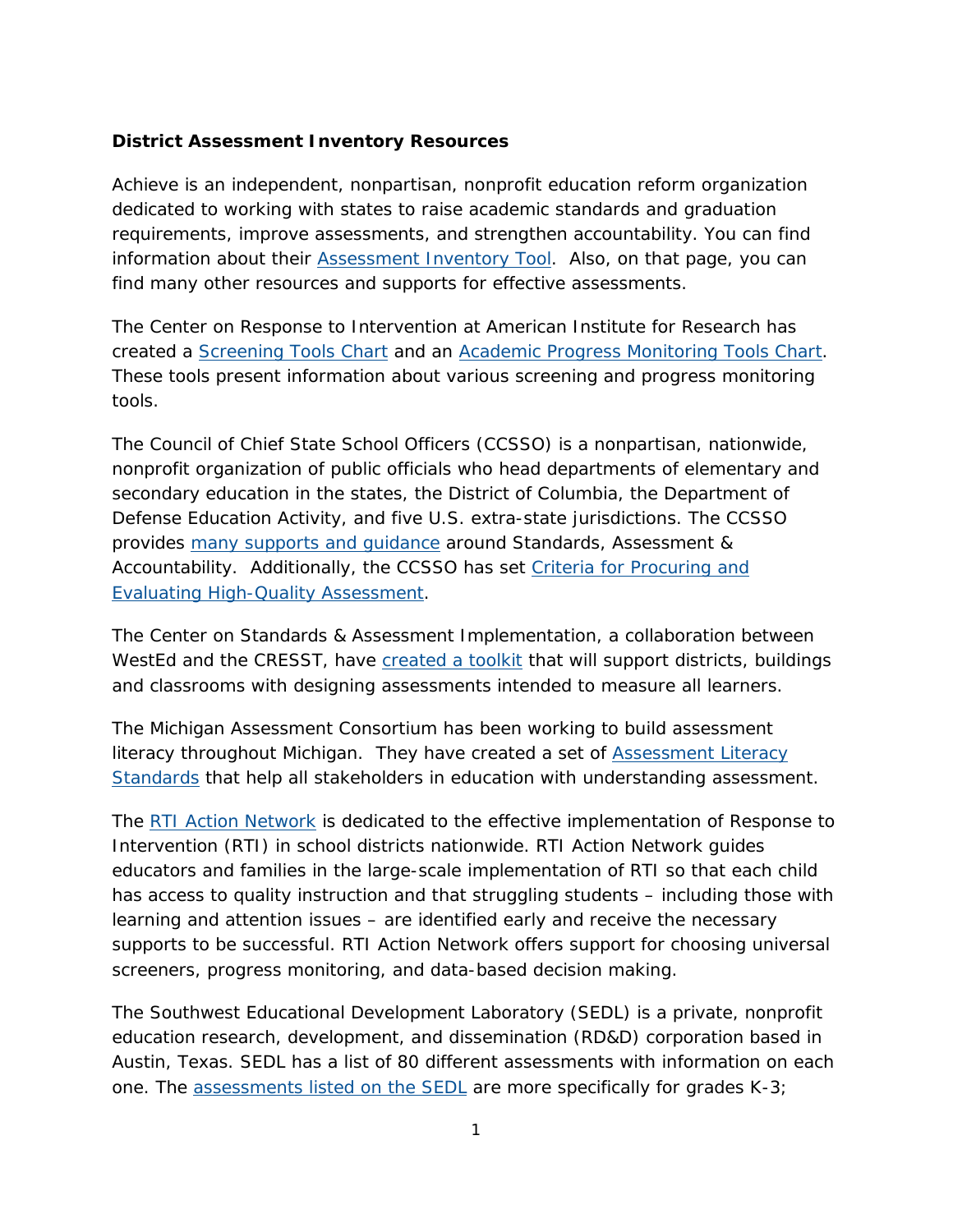**District Assessment Inventory Resources**

Achieve is an independent, nonpartisan, nonprofit education reform organization dedicated to working with states to raise academic standards and graduation requirements, improve assessments, and strengthen accountability. You can find information about their Assessment Inventory Tool. Also, on that page, you can find many other resources and supports for effective assessments.

The Center on Response to Intervention at American Institute for Research has created a Screening Tools Chart and an Academic Progress Monitoring Tools Chart. These tools present information about various screening and progress monitoring tools.

The Council of Chief State School Officers (CCSSO) is a nonpartisan, nationwide, nonprofit organization of public officials who head departments of elementary and secondary education in the states, the District of Columbia, the Department of Defense Education Activity, and five U.S. extra-state jurisdictions. The CCSSO provides many supports and guidance around Standards, Assessment & Accountability. Additionally, the CCSSO has set Criteria for Procuring and Evaluating High-Quality Assessment.

The Center on Standards & Assessment Implementation, a collaboration between WestEd and the CRESST, have created a toolkit that will support districts, buildings and classrooms with designing assessments intended to measure all learners.

The Michigan Assessment Consortium has been working to build assessment literacy throughout Michigan. They have created a set of Assessment Literacy Standards that help all stakeholders in education with understanding assessment.

The RTI Action Network is dedicated to the effective implementation of Response to Intervention (RTI) in school districts nationwide. RTI Action Network guides educators and families in the large-scale implementation of RTI so that each child has access to quality instruction and that struggling students – including those with learning and attention issues – are identified early and receive the necessary supports to be successful. RTI Action Network offers support for choosing universal screeners, progress monitoring, and data-based decision making.

The Southwest Educational Development Laboratory (SEDL) is a private, nonprofit education research, development, and dissemination (RD&D) corporation based in Austin, Texas. SEDL has a list of 80 different assessments with information on each one. The assessments listed on the SEDL are more specifically for grades K-3;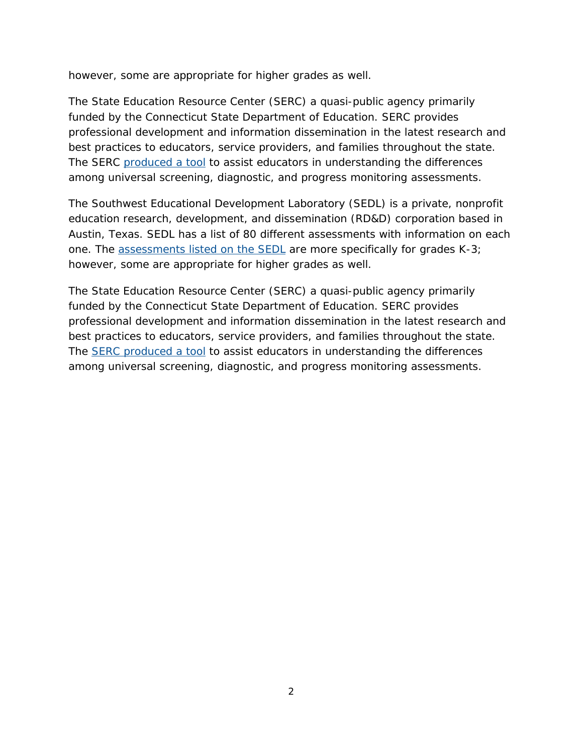however, some are appropriate for higher grades as well.

The State Education Resource Center (SERC) a quasi-public agency primarily funded by the Connecticut State Department of Education. SERC provides professional development and information dissemination in the latest research and best practices to educators, service providers, and families throughout the state. The SERC produced a tool to assist educators in understanding the differences among universal screening, diagnostic, and progress monitoring assessments.

The Southwest Educational Development Laboratory (SEDL) is a private, nonprofit education research, development, and dissemination (RD&D) corporation based in Austin, Texas. SEDL has a list of 80 different assessments with information on each one. The assessments listed on the SEDL are more specifically for grades K-3; however, some are appropriate for higher grades as well.

The State Education Resource Center (SERC) a quasi-public agency primarily funded by the Connecticut State Department of Education. SERC provides professional development and information dissemination in the latest research and best practices to educators, service providers, and families throughout the state. The SERC produced a tool to assist educators in understanding the differences among universal screening, diagnostic, and progress monitoring assessments.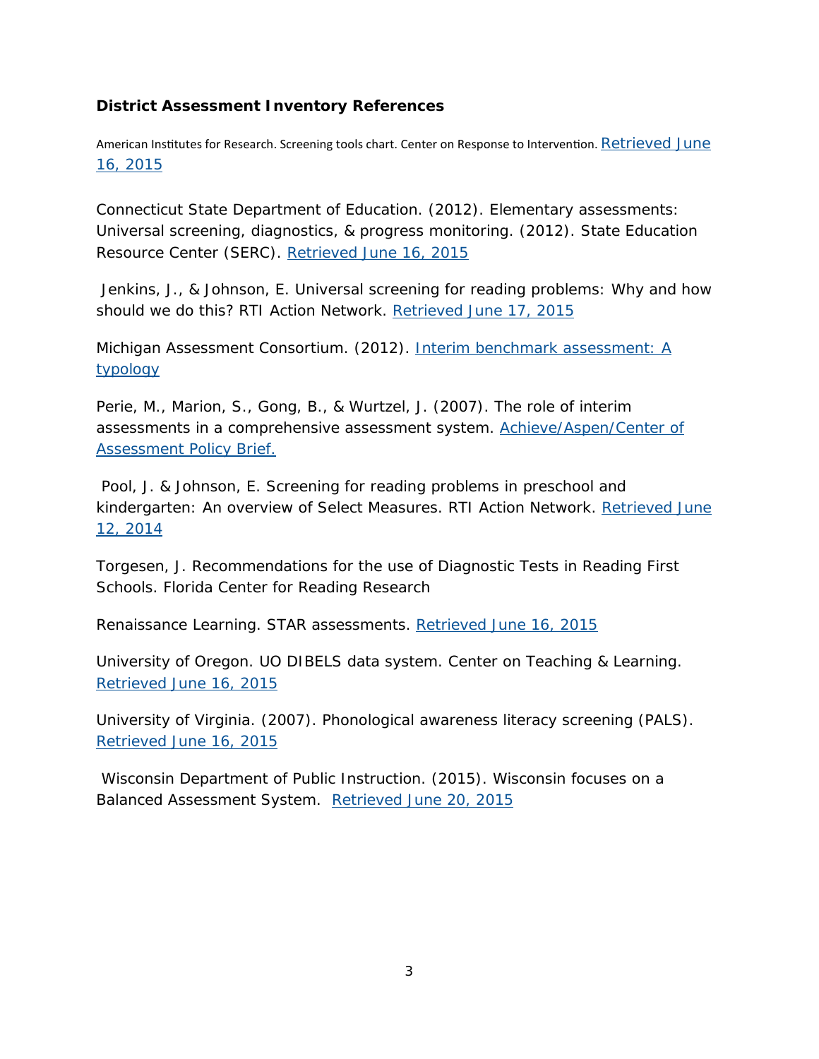**District Assessment Inventory References**

American Institutes for Research. Screening tools chart. Center on Response to Intervention. Retrieved June 16, 2015

Connecticut State Department of Education. (2012). Elementary assessments: Universal screening, diagnostics, & progress monitoring. (2012). State Education Resource Center (SERC). Retrieved June 16, 2015

Jenkins, J., & Johnson, E. Universal screening for reading problems: Why and how should we do this? RTI Action Network. Retrieved June 17, 2015

Michigan Assessment Consortium. (2012). Interim benchmark assessment: A typology

Perie, M., Marion, S., Gong, B., & Wurtzel, J. (2007). The role of interim assessments in a comprehensive assessment system. Achieve/Aspen/Center of Assessment Policy Brief.

Pool, J. & Johnson, E. Screening for reading problems in preschool and kindergarten: An overview of Select Measures. RTI Action Network. Retrieved June 12, 2014

Torgesen, J. Recommendations for the use of Diagnostic Tests in Reading First Schools. Florida Center for Reading Research

Renaissance Learning. STAR assessments. Retrieved June 16, 2015

University of Oregon. UO DIBELS data system. Center on Teaching & Learning. Retrieved June 16, 2015

University of Virginia. (2007). Phonological awareness literacy screening (PALS). Retrieved June 16, 2015

Wisconsin Department of Public Instruction. (2015). Wisconsin focuses on a Balanced Assessment System. Retrieved June 20, 2015